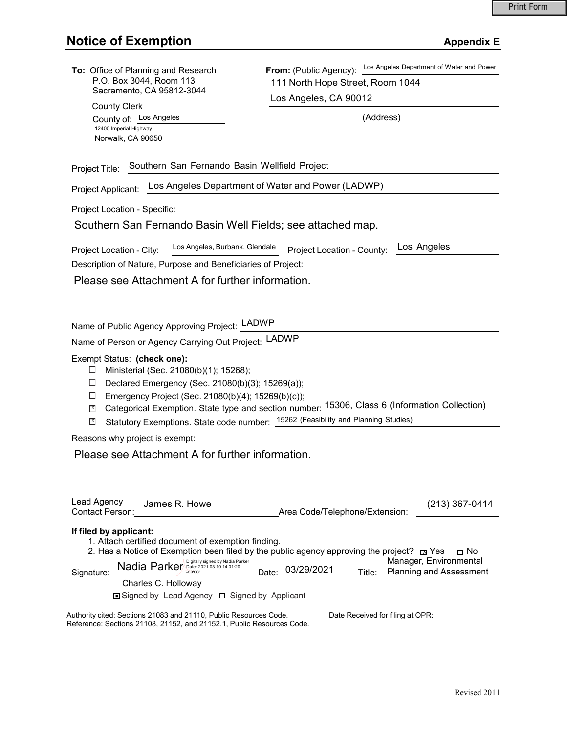Print Form

# Notice of Exemption

**Appendix E**

**To:** Office of Planning and Research
P.O. Box 3044, Room 113
Sacramento, CA 95812-3044

County Clerk
County of: Los Angeles
12400 Imperial Highway
Norwalk, CA 90650

**From:** (Public Agency): Los Angeles Department of Water and Power
111 North Hope Street, Room 1044
Los Angeles, CA 90012
(Address)

Project Title: Southern San Fernando Basin Wellfield Project

Project Applicant: Los Angeles Department of Water and Power (LADWP)

Project Location - Specific:

Southern San Fernando Basin Well Fields; see attached map.

Project Location - City: Los Angeles, Burbank, Glendale    Project Location - County: Los Angeles

Description of Nature, Purpose and Beneficiaries of Project:

Please see Attachment A for further information.

Name of Public Agency Approving Project: LADWP

Name of Person or Agency Carrying Out Project: LADWP

Exempt Status: **(check one):**

- ☐ Ministerial (Sec. 21080(b)(1); 15268);
- ☐ Declared Emergency (Sec. 21080(b)(3); 15269(a));
- ☐ Emergency Project (Sec. 21080(b)(4); 15269(b)(c));
- ☒ Categorical Exemption. State type and section number: 15306, Class 6 (Information Collection)
- ☒ Statutory Exemptions. State code number: 15262 (Feasibility and Planning Studies)

Reasons why project is exempt:

Please see Attachment A for further information.

Lead Agency Contact Person: James R. Howe    Area Code/Telephone/Extension: (213) 367-0414

**If filed by applicant:**

1. Attach certified document of exemption finding.
2. Has a Notice of Exemption been filed by the public agency approving the project? ☒ Yes ☐ No

Signature: Nadia Parker (Digitally signed by Nadia Parker Date: 2021.03.10 14:01:20 -08'00')    Date: 03/29/2021    Title: Manager, Environmental Planning and Assessment

Charles C. Holloway

☒ Signed by Lead Agency ☐ Signed by Applicant

Authority cited: Sections 21083 and 21110, Public Resources Code.
Reference: Sections 21108, 21152, and 21152.1, Public Resources Code.

Date Received for filing at OPR: \_\_\_\_\_\_\_\_\_\_\_\_\_\_

Revised 2011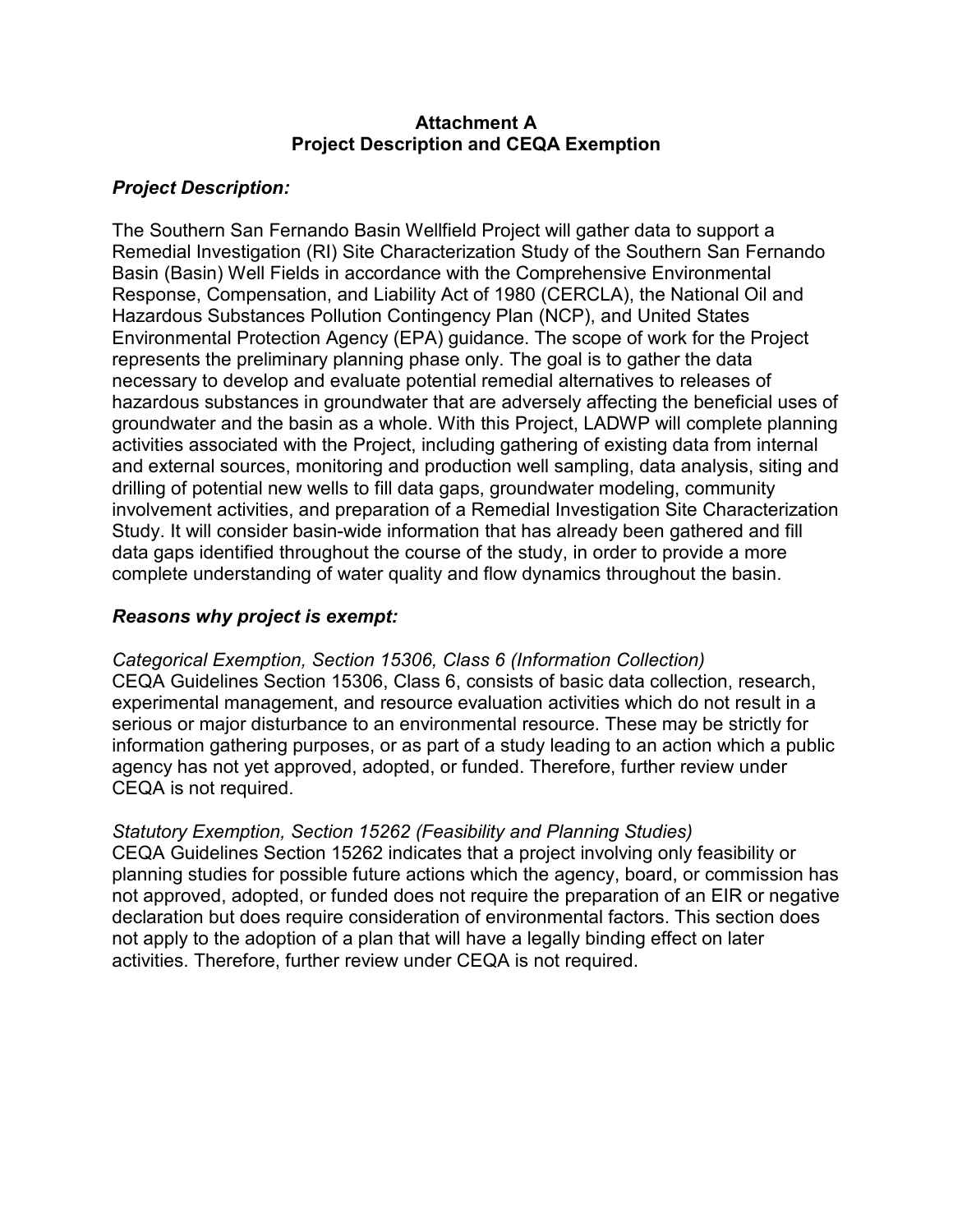**Attachment A**
**Project Description and CEQA Exemption**

***Project Description:***

The Southern San Fernando Basin Wellfield Project will gather data to support a Remedial Investigation (RI) Site Characterization Study of the Southern San Fernando Basin (Basin) Well Fields in accordance with the Comprehensive Environmental Response, Compensation, and Liability Act of 1980 (CERCLA), the National Oil and Hazardous Substances Pollution Contingency Plan (NCP), and United States Environmental Protection Agency (EPA) guidance. The scope of work for the Project represents the preliminary planning phase only. The goal is to gather the data necessary to develop and evaluate potential remedial alternatives to releases of hazardous substances in groundwater that are adversely affecting the beneficial uses of groundwater and the basin as a whole. With this Project, LADWP will complete planning activities associated with the Project, including gathering of existing data from internal and external sources, monitoring and production well sampling, data analysis, siting and drilling of potential new wells to fill data gaps, groundwater modeling, community involvement activities, and preparation of a Remedial Investigation Site Characterization Study. It will consider basin-wide information that has already been gathered and fill data gaps identified throughout the course of the study, in order to provide a more complete understanding of water quality and flow dynamics throughout the basin.

***Reasons why project is exempt:***

*Categorical Exemption, Section 15306, Class 6 (Information Collection)*
CEQA Guidelines Section 15306, Class 6, consists of basic data collection, research, experimental management, and resource evaluation activities which do not result in a serious or major disturbance to an environmental resource. These may be strictly for information gathering purposes, or as part of a study leading to an action which a public agency has not yet approved, adopted, or funded. Therefore, further review under CEQA is not required.

*Statutory Exemption, Section 15262 (Feasibility and Planning Studies)*
CEQA Guidelines Section 15262 indicates that a project involving only feasibility or planning studies for possible future actions which the agency, board, or commission has not approved, adopted, or funded does not require the preparation of an EIR or negative declaration but does require consideration of environmental factors. This section does not apply to the adoption of a plan that will have a legally binding effect on later activities. Therefore, further review under CEQA is not required.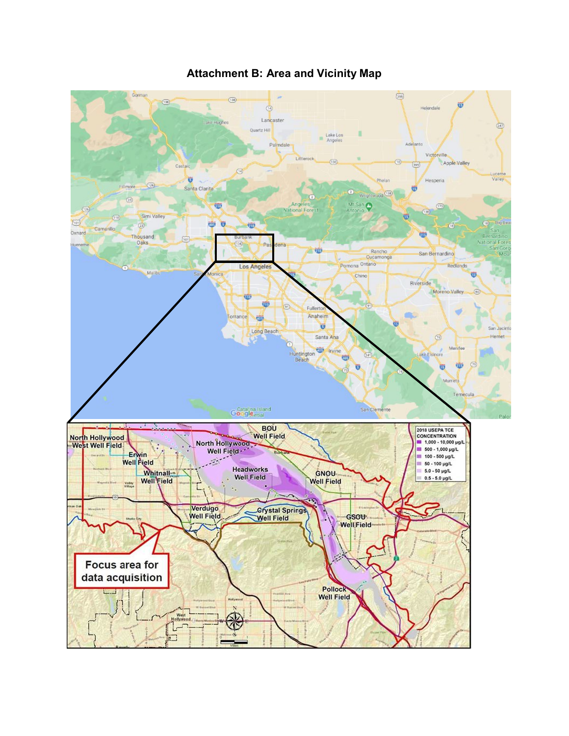# Attachment B: Area and Vicinity Map

Focus area for data acquisition

2018 USEPA TCE CONCENTRATION
1,000 - 10,000 µg/L
500 - 1,000 µg/L
100 - 500 µg/L
50 - 100 µg/L
5.0 - 50 µg/L
0.5 - 5.0 µg/L

North Hollywood West Well Field
Erwin Well Field
Whitnall Well Field
North Hollywood Well Field
BOU Well Field
Headworks Well Field
GNOU Well Field
Verdugo Well Field
Crystal Springs Well Field
GSOU Well Field
Pollock Well Field